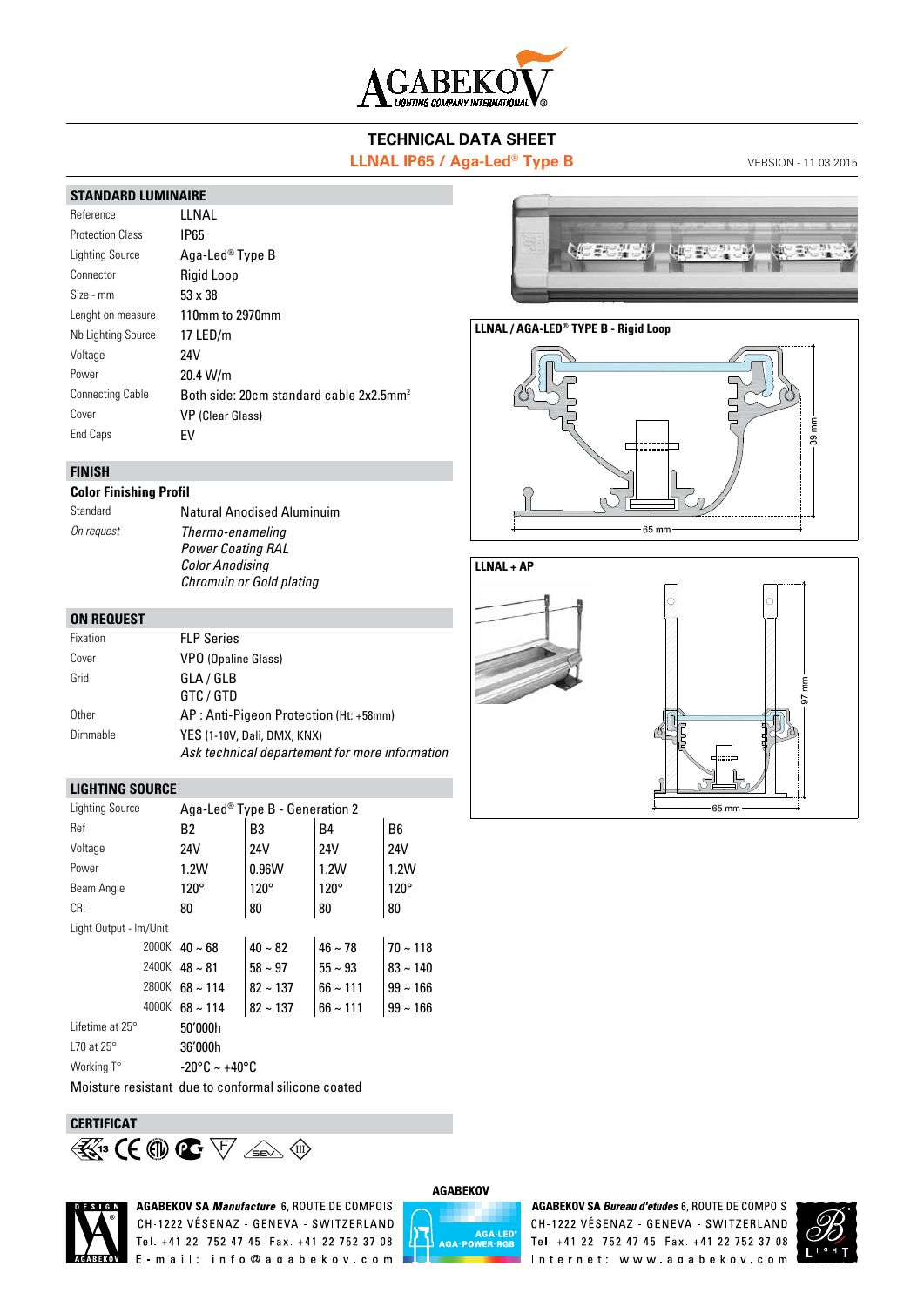# TECHNICAL DATA SHEET

## LLNAL IP65 / Aga-Led® Type B

VERSION - 11.03.2015

## STANDARD LUMINAIRE

| | |
|---|---|
| Reference | LLNAL |
| Protection Class | IP65 |
| Lighting Source | Aga-Led® Type B |
| Connector | Rigid Loop |
| Size - mm | 53 x 38 |
| Lenght on measure | 110mm to 2970mm |
| Nb Lighting Source | 17 LED/m |
| Voltage | 24V |
| Power | 20.4 W/m |
| Connecting Cable | Both side: 20cm standard cable 2x2.5mm² |
| Cover | VP (Clear Glass) |
| End Caps | EV |

## FINISH

**Color Finishing Profil**

| | |
|---|---|
| Standard | Natural Anodised Aluminuim |
| *On request* | *Thermo-enameling*<br>*Power Coating RAL*<br>*Color Anodising*<br>*Chromium or Gold plating* |

## ON REQUEST

| | |
|---|---|
| Fixation | FLP Series |
| Cover | VPO (Opaline Glass) |
| Grid | GLA / GLB<br>GTC / GTD |
| Other | AP : Anti-Pigeon Protection (Ht: +58mm) |
| Dimmable | YES (1-10V, Dali, DMX, KNX)<br>*Ask technical departement for more information* |

## LIGHTING SOURCE

| Lighting Source | Aga-Led® Type B - Generation 2 | | | |
|---|---|---|---|---|
| Ref | B2 | B3 | B4 | B6 |
| Voltage | 24V | 24V | 24V | 24V |
| Power | 1.2W | 0.96W | 1.2W | 1.2W |
| Beam Angle | 120° | 120° | 120° | 120° |
| CRI | 80 | 80 | 80 | 80 |
| Light Output - lm/Unit | | | | |
| 2000K | 40 ~ 68 | 40 ~ 82 | 46 ~ 78 | 70 ~ 118 |
| 2400K | 48 ~ 81 | 58 ~ 97 | 55 ~ 93 | 83 ~ 140 |
| 2800K | 68 ~ 114 | 82 ~ 137 | 66 ~ 111 | 99 ~ 166 |
| 4000K | 68 ~ 114 | 82 ~ 137 | 66 ~ 111 | 99 ~ 166 |
| Lifetime at 25° | 50'000h | | | |
| L70 at 25° | 36'000h | | | |
| Working T° | -20°C ~ +40°C | | | |

Moisture resistant due to conformal silicone coated

## CERTIFICAT

**LLNAL / AGA-LED® TYPE B - Rigid Loop**

39 mm

65 mm

**LLNAL + AP**

97 mm

65 mm

AGABEKOV

**AGABEKOV SA** ***Manufacture*** 6, ROUTE DE COMPOIS
CH-1222 VÉSENAZ - GENEVA - SWITZERLAND
Tel. +41 22 752 47 45 Fax. +41 22 752 37 08
E-mail: info@agabekov.com

**AGABEKOV SA** ***Bureau d'etudes*** 6, ROUTE DE COMPOIS
CH-1222 VÉSENAZ - GENEVA - SWITZERLAND
Tel. +41 22 752 47 45 Fax. +41 22 752 37 08
Internet: www.agabekov.com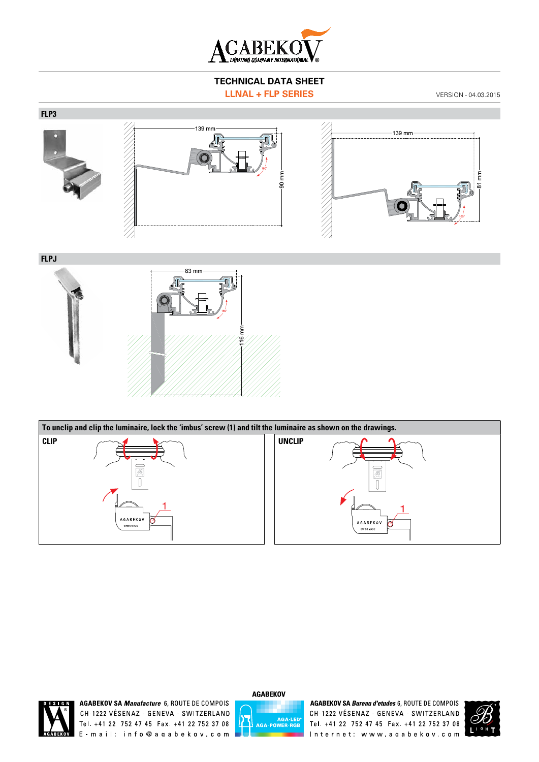# TECHNICAL DATA SHEET

## LLNAL + FLP SERIES

VERSION - 04.03.2015

### FLP3

139 mm

90 mm

139 mm

81 mm

### FLPJ

83 mm

116 mm

**To unclip and clip the luminaire, lock the 'imbus' screw (1) and tilt the luminaire as shown on the drawings.**

**CLIP**

1

**UNCLIP**

1

**AGABEKOV SA** ***Manufacture*** 6, ROUTE DE COMPOIS
CH-1222 VÉSENAZ - GENEVA - SWITZERLAND
Tel. +41 22 752 47 45 Fax. +41 22 752 37 08
E-mail: info@agabekov.com

**AGABEKOV SA** ***Bureau d'etudes*** 6, ROUTE DE COMPOIS
CH-1222 VÉSENAZ - GENEVA - SWITZERLAND
Tel. +41 22 752 47 45 Fax. +41 22 752 37 08
Internet: www.agabekov.com